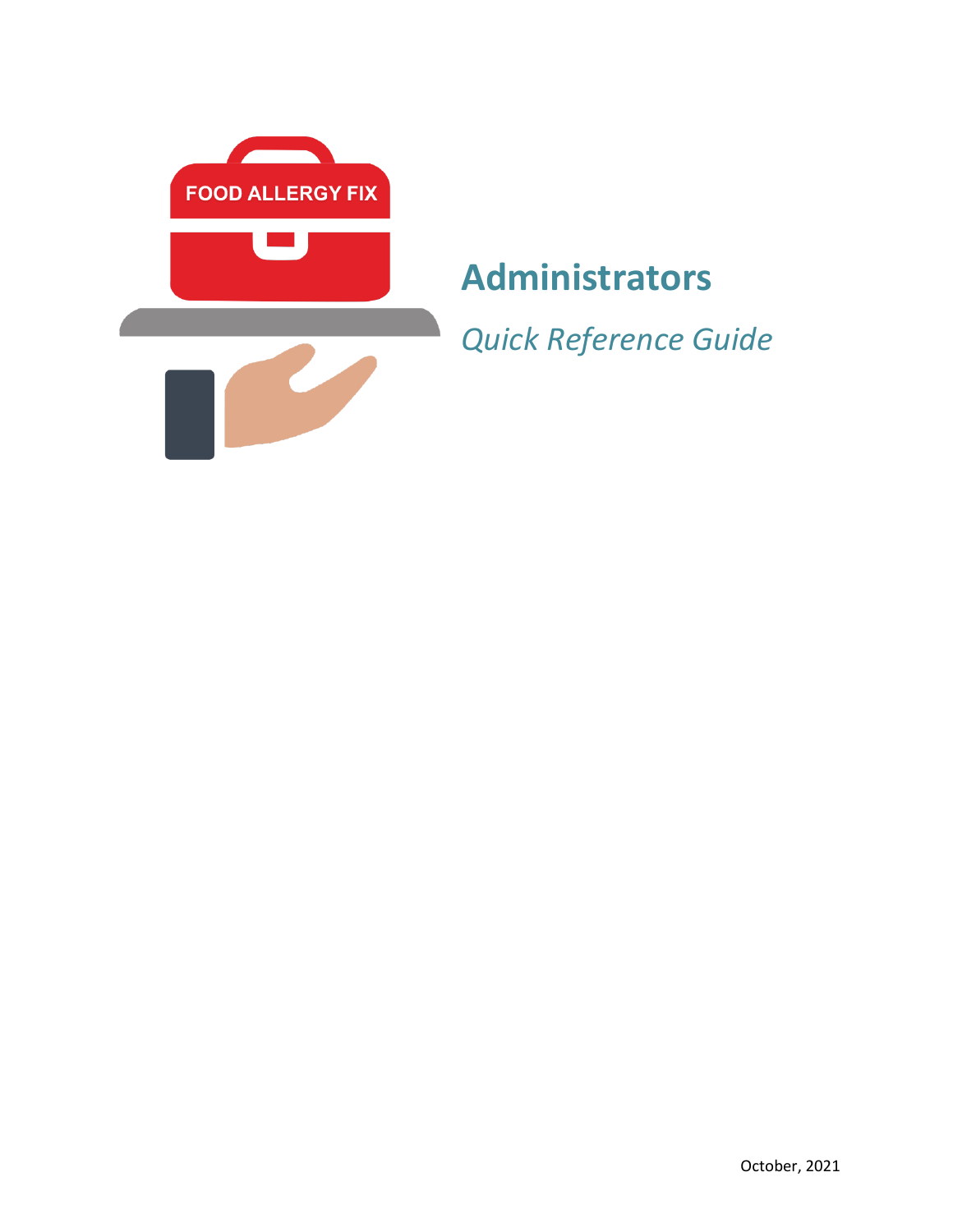FOOD ALLERGY FIX

# Administrators

*Quick Reference Guide*

October, 2021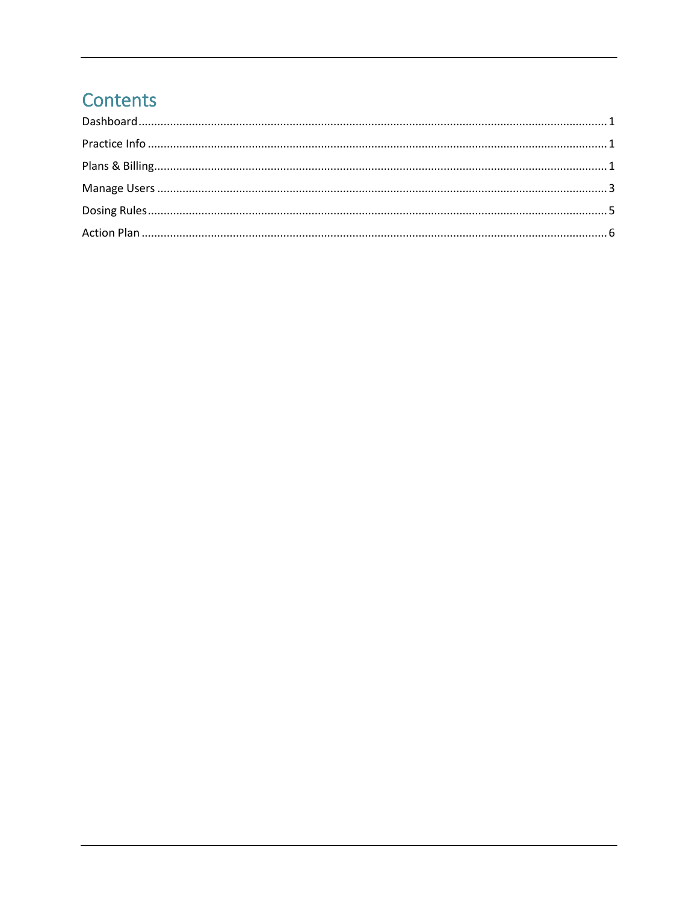# Contents

Dashboard ........................................................................................................................................... 1

Practice Info ....................................................................................................................................... 1

Plans & Billing...................................................................................................................................... 1

Manage Users ..................................................................................................................................... 3

Dosing Rules........................................................................................................................................ 5

Action Plan .......................................................................................................................................... 6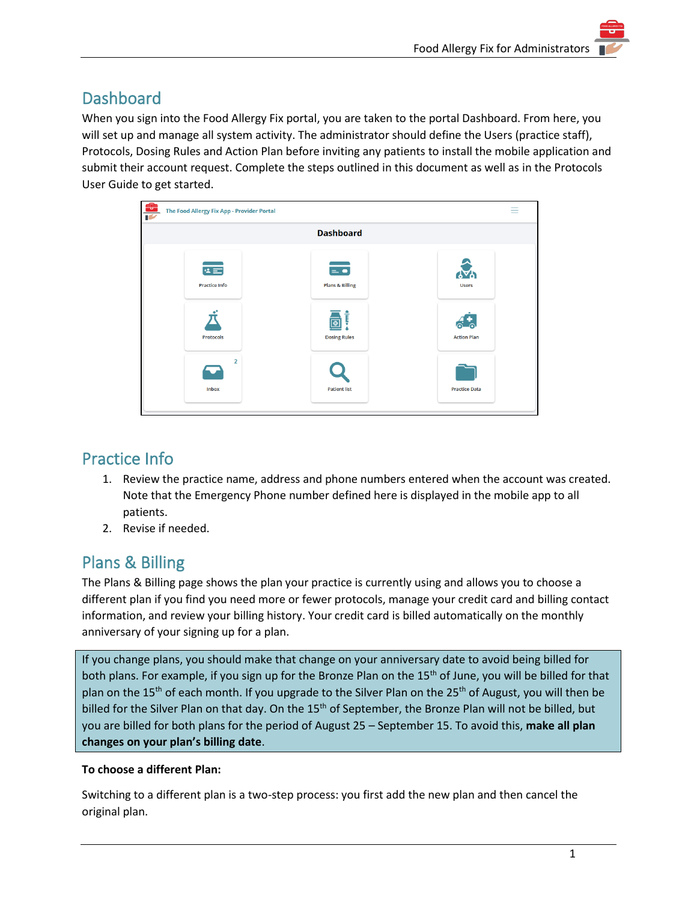## Dashboard

When you sign into the Food Allergy Fix portal, you are taken to the portal Dashboard. From here, you will set up and manage all system activity. The administrator should define the Users (practice staff), Protocols, Dosing Rules and Action Plan before inviting any patients to install the mobile application and submit their account request. Complete the steps outlined in this document as well as in the Protocols User Guide to get started.

## Practice Info

1. Review the practice name, address and phone numbers entered when the account was created. Note that the Emergency Phone number defined here is displayed in the mobile app to all patients.
2. Revise if needed.

## Plans & Billing

The Plans & Billing page shows the plan your practice is currently using and allows you to choose a different plan if you find you need more or fewer protocols, manage your credit card and billing contact information, and review your billing history. Your credit card is billed automatically on the monthly anniversary of your signing up for a plan.

If you change plans, you should make that change on your anniversary date to avoid being billed for both plans. For example, if you sign up for the Bronze Plan on the 15th of June, you will be billed for that plan on the 15th of each month. If you upgrade to the Silver Plan on the 25th of August, you will then be billed for the Silver Plan on that day. On the 15th of September, the Bronze Plan will not be billed, but you are billed for both plans for the period of August 25 – September 15. To avoid this, **make all plan changes on your plan's billing date**.

**To choose a different Plan:**

Switching to a different plan is a two-step process: you first add the new plan and then cancel the original plan.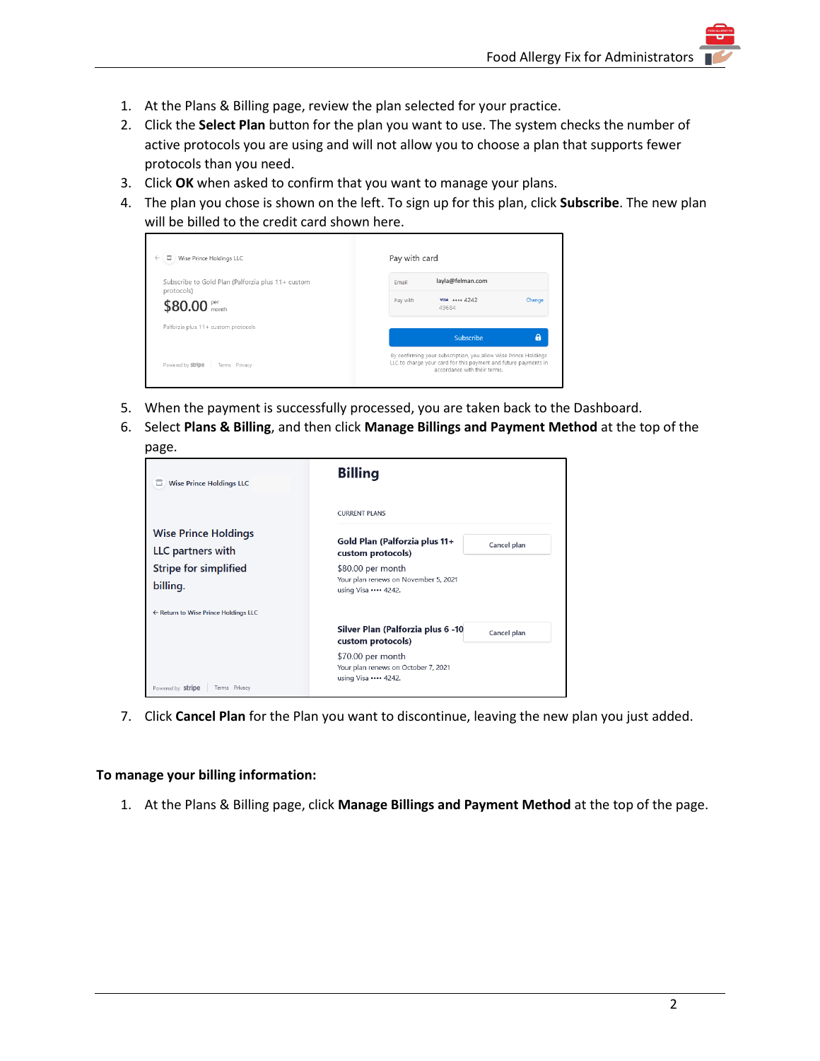1. At the Plans & Billing page, review the plan selected for your practice.
2. Click the **Select Plan** button for the plan you want to use. The system checks the number of active protocols you are using and will not allow you to choose a plan that supports fewer protocols than you need.
3. Click **OK** when asked to confirm that you want to manage your plans.
4. The plan you chose is shown on the left. To sign up for this plan, click **Subscribe**. The new plan will be billed to the credit card shown here.
5. When the payment is successfully processed, you are taken back to the Dashboard.
6. Select **Plans & Billing**, and then click **Manage Billings and Payment Method** at the top of the page.
7. Click **Cancel Plan** for the Plan you want to discontinue, leaving the new plan you just added.

**To manage your billing information:**

1. At the Plans & Billing page, click **Manage Billings and Payment Method** at the top of the page.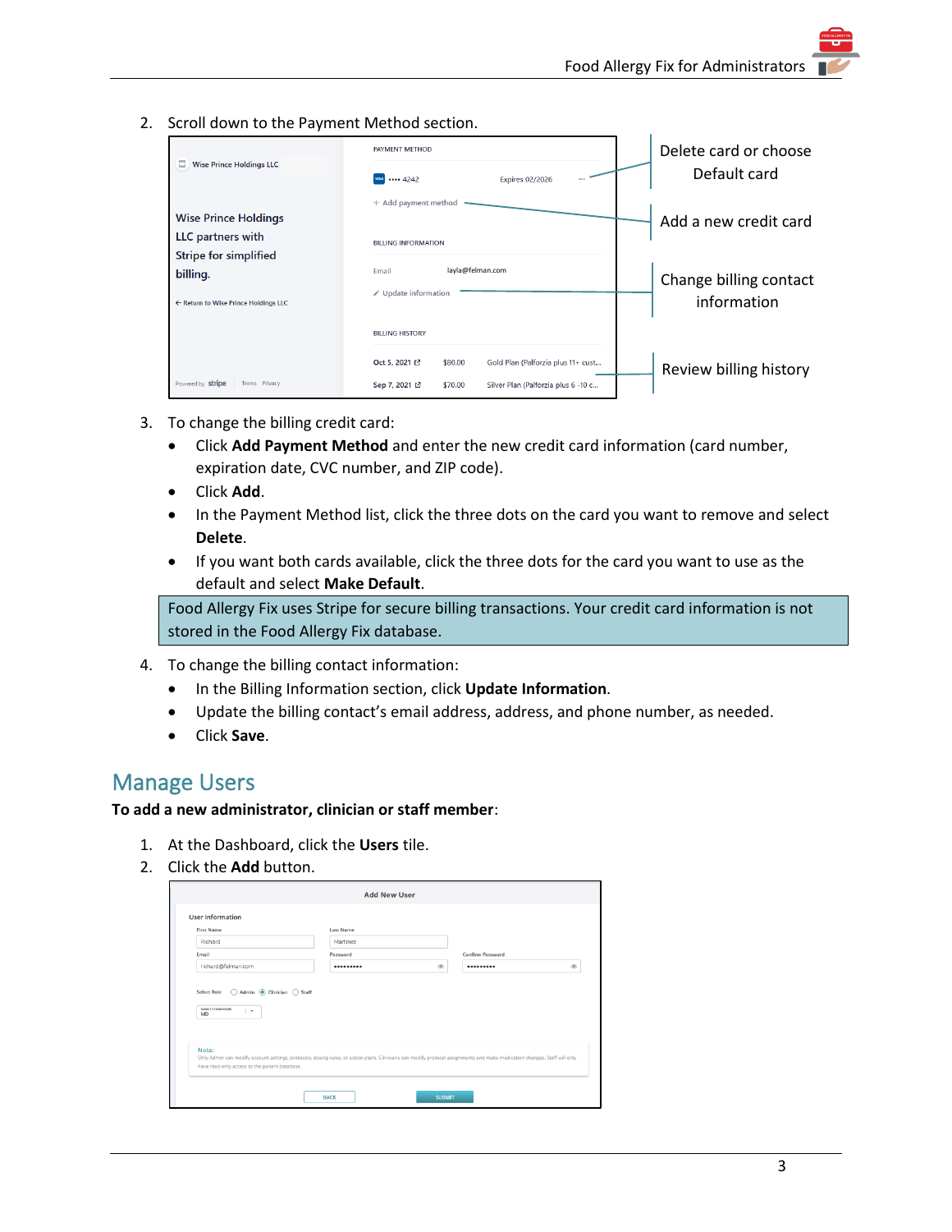2. Scroll down to the Payment Method section.

Delete card or choose Default card

Add a new credit card

Change billing contact information

Review billing history

3. To change the billing credit card:
   - Click **Add Payment Method** and enter the new credit card information (card number, expiration date, CVC number, and ZIP code).
   - Click **Add**.
   - In the Payment Method list, click the three dots on the card you want to remove and select **Delete**.
   - If you want both cards available, click the three dots for the card you want to use as the default and select **Make Default**.

> Food Allergy Fix uses Stripe for secure billing transactions. Your credit card information is not stored in the Food Allergy Fix database.

4. To change the billing contact information:
   - In the Billing Information section, click **Update Information**.
   - Update the billing contact's email address, address, and phone number, as needed.
   - Click **Save**.

## Manage Users

**To add a new administrator, clinician or staff member**:

1. At the Dashboard, click the **Users** tile.
2. Click the **Add** button.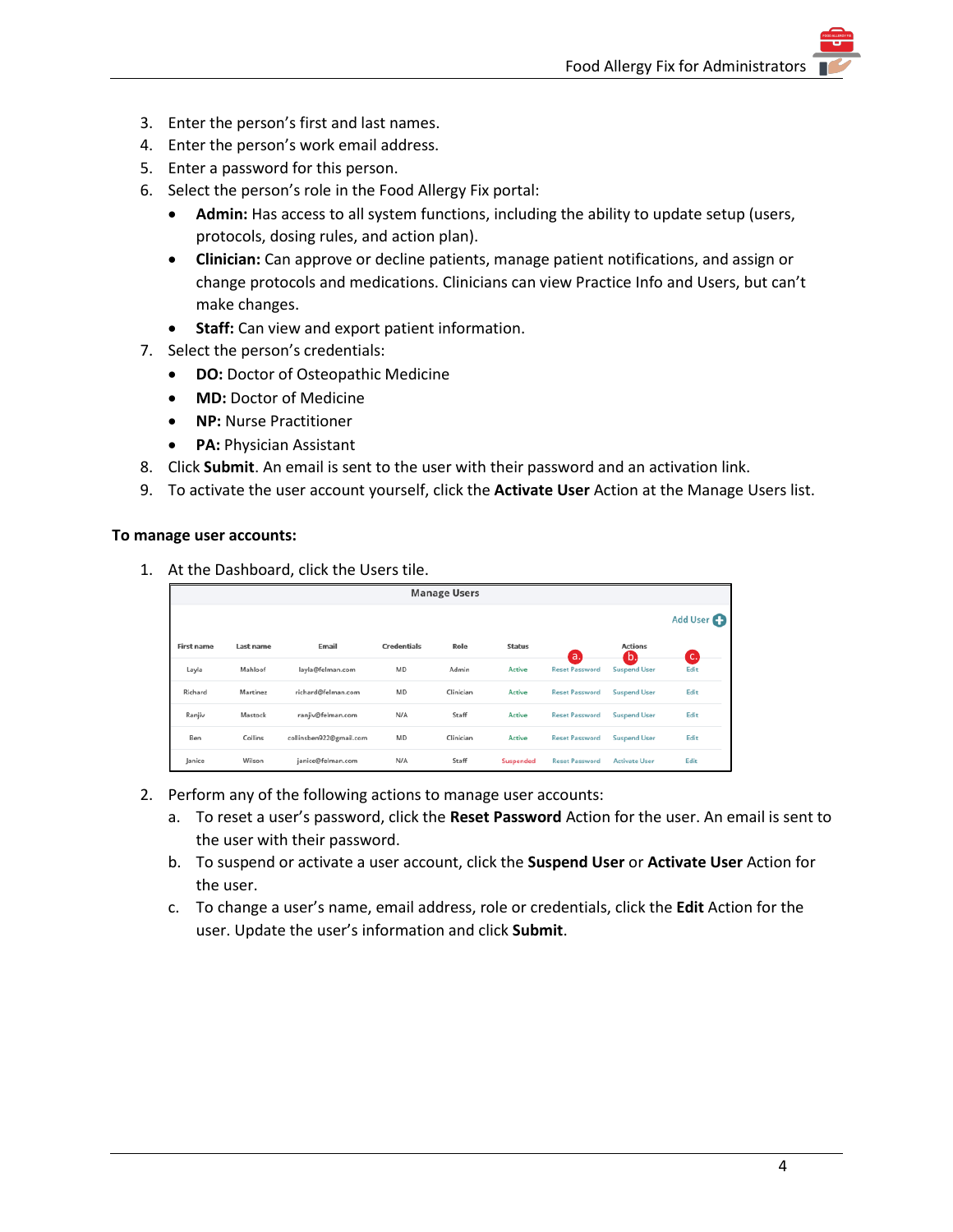3. Enter the person's first and last names.
4. Enter the person's work email address.
5. Enter a password for this person.
6. Select the person's role in the Food Allergy Fix portal:
   - **Admin:** Has access to all system functions, including the ability to update setup (users, protocols, dosing rules, and action plan).
   - **Clinician:** Can approve or decline patients, manage patient notifications, and assign or change protocols and medications. Clinicians can view Practice Info and Users, but can't make changes.
   - **Staff:** Can view and export patient information.
7. Select the person's credentials:
   - **DO:** Doctor of Osteopathic Medicine
   - **MD:** Doctor of Medicine
   - **NP:** Nurse Practitioner
   - **PA:** Physician Assistant
8. Click **Submit**. An email is sent to the user with their password and an activation link.
9. To activate the user account yourself, click the **Activate User** Action at the Manage Users list.

**To manage user accounts:**

1. At the Dashboard, click the Users tile.

**Manage Users**

Add User

| First name | Last name | Email | Credentials | Role | Status | Actions | | |
|---|---|---|---|---|---|---|---|---|
| | | | | | | a. | b. | c. |
| Layla | Mahloof | layla@felman.com | MD | Admin | Active | Reset Password | Suspend User | Edit |
| Richard | Martinez | richard@felman.com | MD | Clinician | Active | Reset Password | Suspend User | Edit |
| Ranjiv | Mastock | ranjiv@felman.com | N/A | Staff | Active | Reset Password | Suspend User | Edit |
| Ben | Collins | collinsben922@gmail.com | MD | Clinician | Active | Reset Password | Suspend User | Edit |
| Janice | Wilson | janice@felman.com | N/A | Staff | Suspended | Reset Password | Activate User | Edit |

2. Perform any of the following actions to manage user accounts:
   a. To reset a user's password, click the **Reset Password** Action for the user. An email is sent to the user with their password.
   b. To suspend or activate a user account, click the **Suspend User** or **Activate User** Action for the user.
   c. To change a user's name, email address, role or credentials, click the **Edit** Action for the user. Update the user's information and click **Submit**.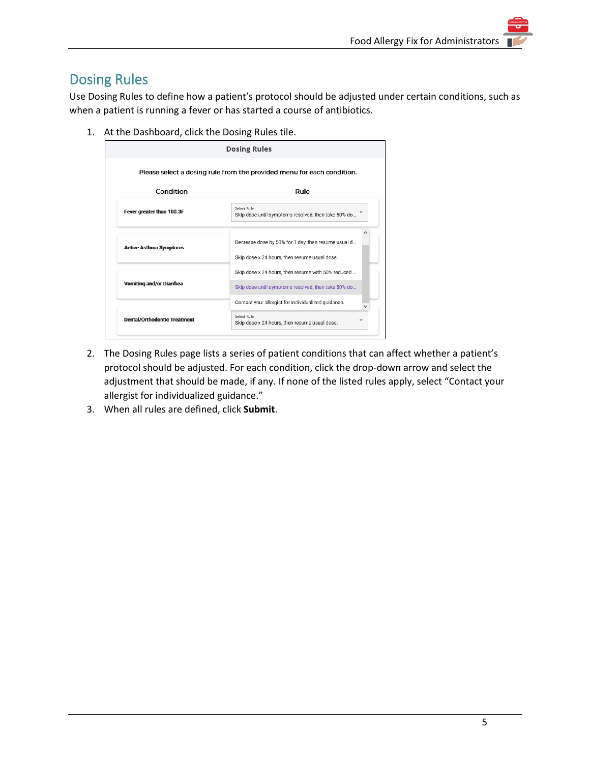## Dosing Rules

Use Dosing Rules to define how a patient's protocol should be adjusted under certain conditions, such as when a patient is running a fever or has started a course of antibiotics.

1. At the Dashboard, click the Dosing Rules tile.

| Condition | Rule |
|---|---|
| Fever greater than 100.3F | Select Rule: Skip dose until symptoms resolved, then take 50% do... |
| Active Asthma Symptoms | Decrease dose by 50% for 1 day, then resume usual d... |
| | Skip dose x 24 hours, then resume usual dose. |
| | Skip dose x 24 hours, then resume with 50% reduced ... |
| Vomiting and/or Diarrhea | Skip dose until symptoms resolved, then take 50% do... |
| | Contact your allergist for individualized guidance. |
| Dental/Orthodontic Treatment | Select Rule: Skip dose x 24 hours, then resume usual dose. |

2. The Dosing Rules page lists a series of patient conditions that can affect whether a patient's protocol should be adjusted. For each condition, click the drop-down arrow and select the adjustment that should be made, if any. If none of the listed rules apply, select "Contact your allergist for individualized guidance."
3. When all rules are defined, click **Submit**.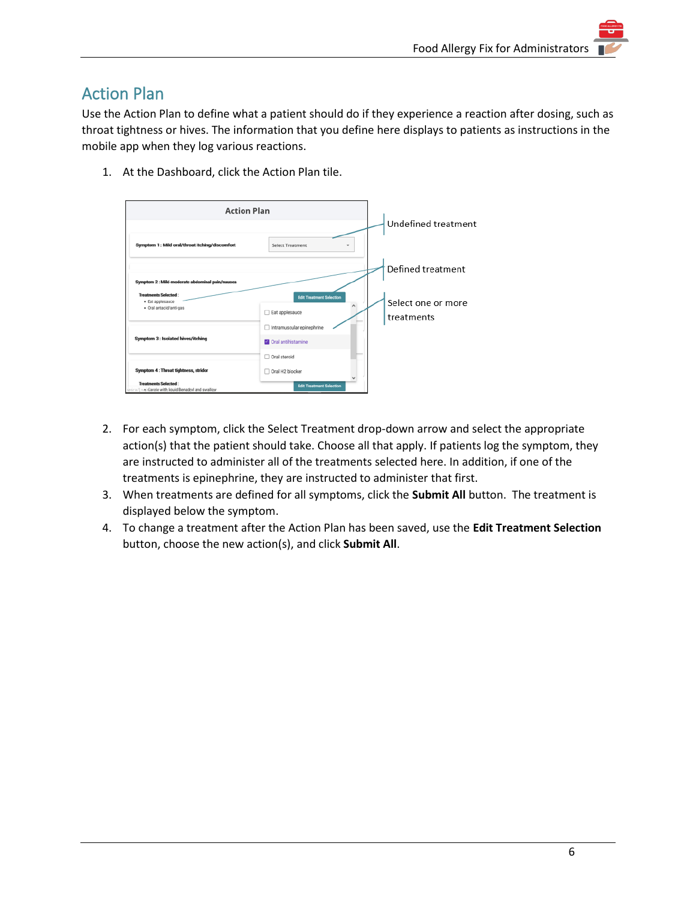## Action Plan

Use the Action Plan to define what a patient should do if they experience a reaction after dosing, such as throat tightness or hives. The information that you define here displays to patients as instructions in the mobile app when they log various reactions.

1. At the Dashboard, click the Action Plan tile.

Undefined treatment

Defined treatment

Select one or more treatments

2. For each symptom, click the Select Treatment drop-down arrow and select the appropriate action(s) that the patient should take. Choose all that apply. If patients log the symptom, they are instructed to administer all of the treatments selected here. In addition, if one of the treatments is epinephrine, they are instructed to administer that first.
3. When treatments are defined for all symptoms, click the **Submit All** button. The treatment is displayed below the symptom.
4. To change a treatment after the Action Plan has been saved, use the **Edit Treatment Selection** button, choose the new action(s), and click **Submit All**.